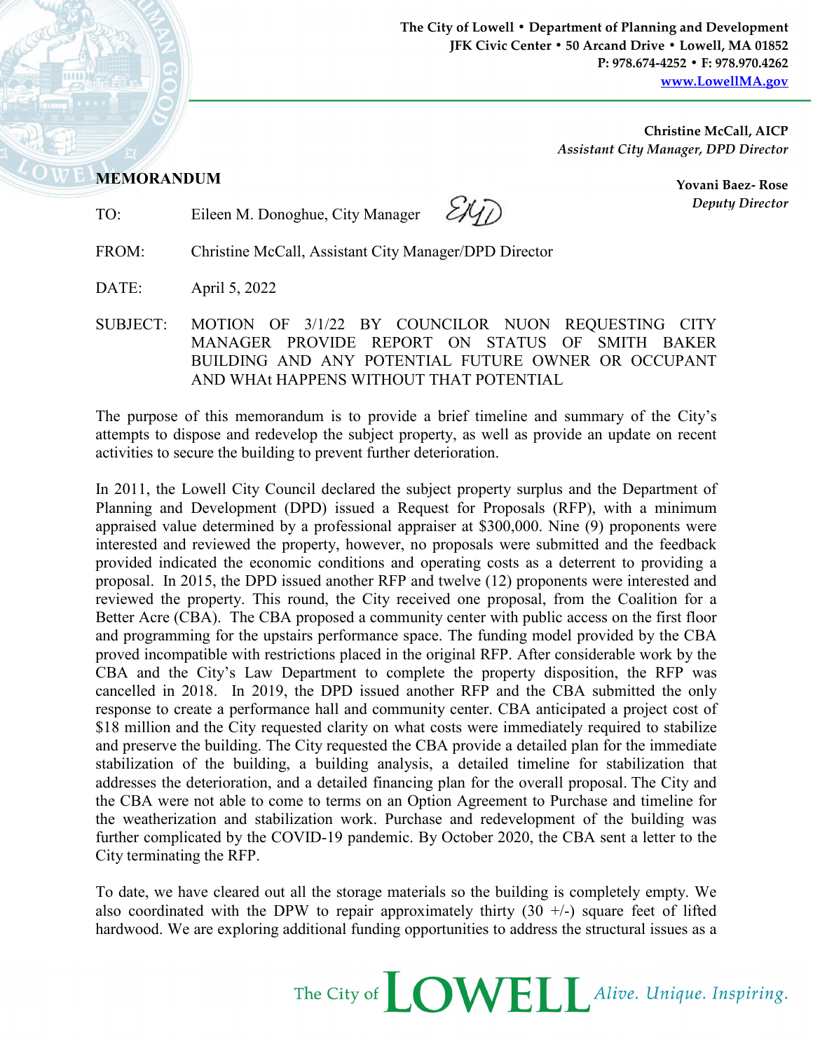The City of Lowell • Department of Planning and Development
JFK Civic Center • 50 Arcand Drive • Lowell, MA 01852
P: 978.674-4252 • F: 978.970.4262
www.LowellMA.gov

**Christine McCall, AICP**
*Assistant City Manager, DPD Director*

**Yovani Baez- Rose**
*Deputy Director*

**MEMORANDUM**

TO: Eileen M. Donoghue, City Manager

FROM: Christine McCall, Assistant City Manager/DPD Director

DATE: April 5, 2022

SUBJECT: MOTION OF 3/1/22 BY COUNCILOR NUON REQUESTING CITY MANAGER PROVIDE REPORT ON STATUS OF SMITH BAKER BUILDING AND ANY POTENTIAL FUTURE OWNER OR OCCUPANT AND WHAt HAPPENS WITHOUT THAT POTENTIAL

The purpose of this memorandum is to provide a brief timeline and summary of the City's attempts to dispose and redevelop the subject property, as well as provide an update on recent activities to secure the building to prevent further deterioration.

In 2011, the Lowell City Council declared the subject property surplus and the Department of Planning and Development (DPD) issued a Request for Proposals (RFP), with a minimum appraised value determined by a professional appraiser at $300,000. Nine (9) proponents were interested and reviewed the property, however, no proposals were submitted and the feedback provided indicated the economic conditions and operating costs as a deterrent to providing a proposal. In 2015, the DPD issued another RFP and twelve (12) proponents were interested and reviewed the property. This round, the City received one proposal, from the Coalition for a Better Acre (CBA). The CBA proposed a community center with public access on the first floor and programming for the upstairs performance space. The funding model provided by the CBA proved incompatible with restrictions placed in the original RFP. After considerable work by the CBA and the City's Law Department to complete the property disposition, the RFP was cancelled in 2018. In 2019, the DPD issued another RFP and the CBA submitted the only response to create a performance hall and community center. CBA anticipated a project cost of $18 million and the City requested clarity on what costs were immediately required to stabilize and preserve the building. The City requested the CBA provide a detailed plan for the immediate stabilization of the building, a building analysis, a detailed timeline for stabilization that addresses the deterioration, and a detailed financing plan for the overall proposal. The City and the CBA were not able to come to terms on an Option Agreement to Purchase and timeline for the weatherization and stabilization work. Purchase and redevelopment of the building was further complicated by the COVID-19 pandemic. By October 2020, the CBA sent a letter to the City terminating the RFP.

To date, we have cleared out all the storage materials so the building is completely empty. We also coordinated with the DPW to repair approximately thirty (30 +/-) square feet of lifted hardwood. We are exploring additional funding opportunities to address the structural issues as a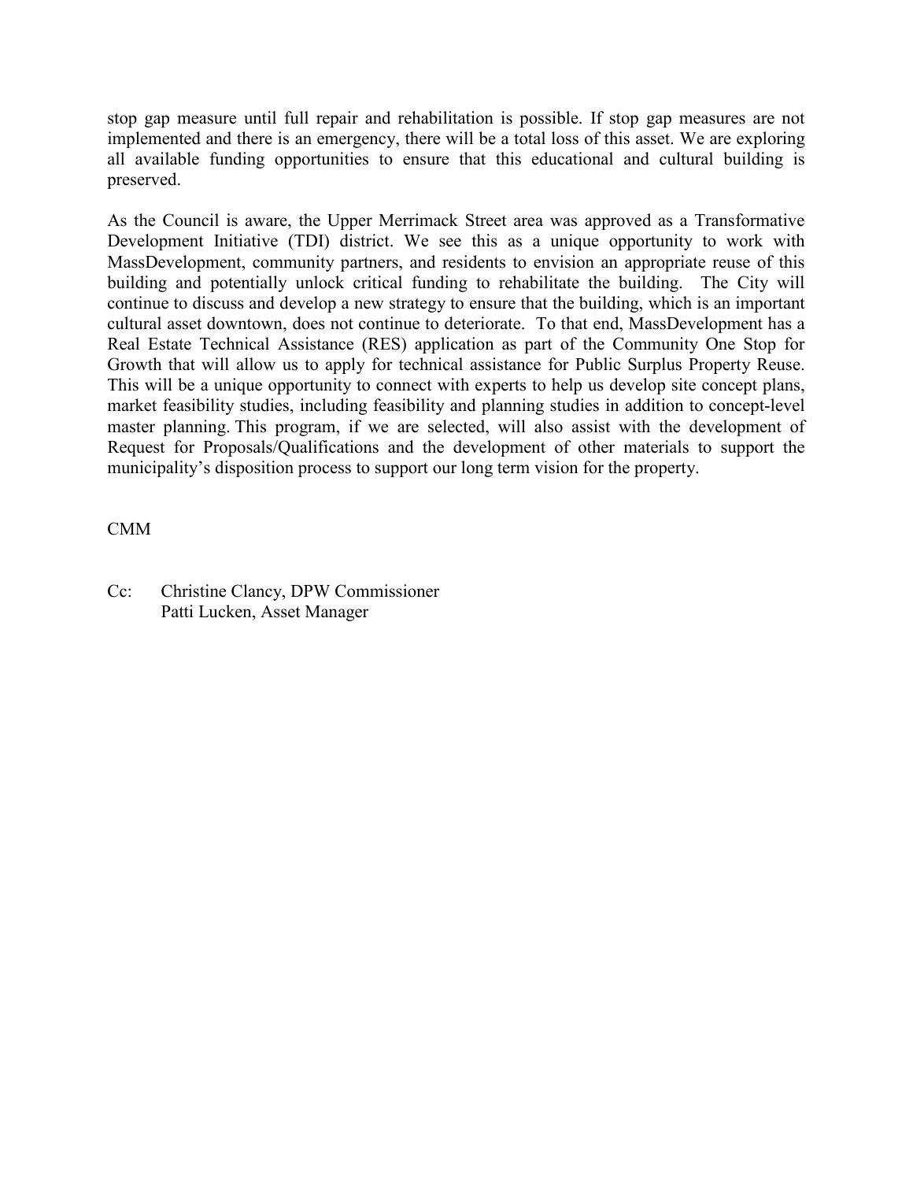stop gap measure until full repair and rehabilitation is possible. If stop gap measures are not implemented and there is an emergency, there will be a total loss of this asset. We are exploring all available funding opportunities to ensure that this educational and cultural building is preserved.

As the Council is aware, the Upper Merrimack Street area was approved as a Transformative Development Initiative (TDI) district. We see this as a unique opportunity to work with MassDevelopment, community partners, and residents to envision an appropriate reuse of this building and potentially unlock critical funding to rehabilitate the building. The City will continue to discuss and develop a new strategy to ensure that the building, which is an important cultural asset downtown, does not continue to deteriorate. To that end, MassDevelopment has a Real Estate Technical Assistance (RES) application as part of the Community One Stop for Growth that will allow us to apply for technical assistance for Public Surplus Property Reuse. This will be a unique opportunity to connect with experts to help us develop site concept plans, market feasibility studies, including feasibility and planning studies in addition to concept-level master planning. This program, if we are selected, will also assist with the development of Request for Proposals/Qualifications and the development of other materials to support the municipality's disposition process to support our long term vision for the property.

CMM

Cc: Christine Clancy, DPW Commissioner
Patti Lucken, Asset Manager